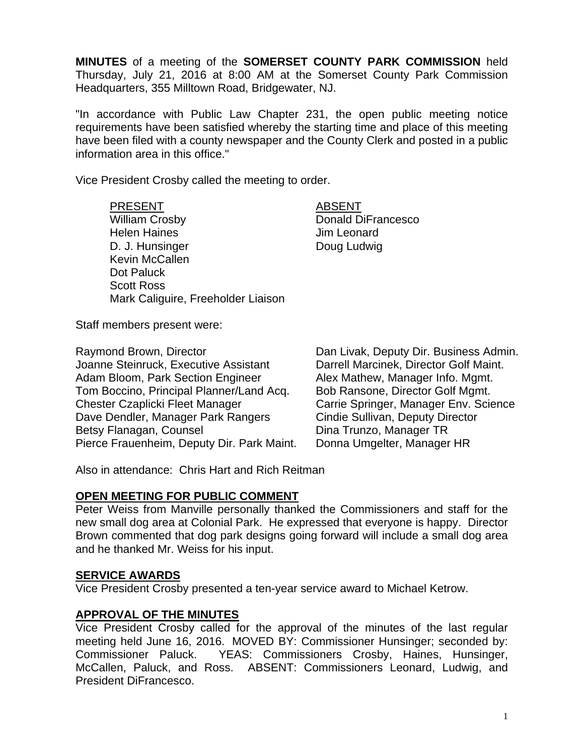**MINUTES** of a meeting of the **SOMERSET COUNTY PARK COMMISSION** held Thursday, July 21, 2016 at 8:00 AM at the Somerset County Park Commission Headquarters, 355 Milltown Road, Bridgewater, NJ.

"In accordance with Public Law Chapter 231, the open public meeting notice requirements have been satisfied whereby the starting time and place of this meeting have been filed with a county newspaper and the County Clerk and posted in a public information area in this office."

Vice President Crosby called the meeting to order.

| PRESENT | ABSENT |
|---|---|
| William Crosby | Donald DiFrancesco |
| Helen Haines | Jim Leonard |
| D. J. Hunsinger | Doug Ludwig |
| Kevin McCallen | |
| Dot Paluck | |
| Scott Ross | |
| Mark Caliguire, Freeholder Liaison | |

Staff members present were:

| | |
|---|---|
| Raymond Brown, Director | Dan Livak, Deputy Dir. Business Admin. |
| Joanne Steinruck, Executive Assistant | Darrell Marcinek, Director Golf Maint. |
| Adam Bloom, Park Section Engineer | Alex Mathew, Manager Info. Mgmt. |
| Tom Boccino, Principal Planner/Land Acq. | Bob Ransone, Director Golf Mgmt. |
| Chester Czaplicki Fleet Manager | Carrie Springer, Manager Env. Science |
| Dave Dendler, Manager Park Rangers | Cindie Sullivan, Deputy Director |
| Betsy Flanagan, Counsel | Dina Trunzo, Manager TR |
| Pierce Frauenheim, Deputy Dir. Park Maint. | Donna Umgelter, Manager HR |

Also in attendance: Chris Hart and Rich Reitman

## OPEN MEETING FOR PUBLIC COMMENT

Peter Weiss from Manville personally thanked the Commissioners and staff for the new small dog area at Colonial Park. He expressed that everyone is happy. Director Brown commented that dog park designs going forward will include a small dog area and he thanked Mr. Weiss for his input.

## SERVICE AWARDS

Vice President Crosby presented a ten-year service award to Michael Ketrow.

## APPROVAL OF THE MINUTES

Vice President Crosby called for the approval of the minutes of the last regular meeting held June 16, 2016. MOVED BY: Commissioner Hunsinger; seconded by: Commissioner Paluck. YEAS: Commissioners Crosby, Haines, Hunsinger, McCallen, Paluck, and Ross. ABSENT: Commissioners Leonard, Ludwig, and President DiFrancesco.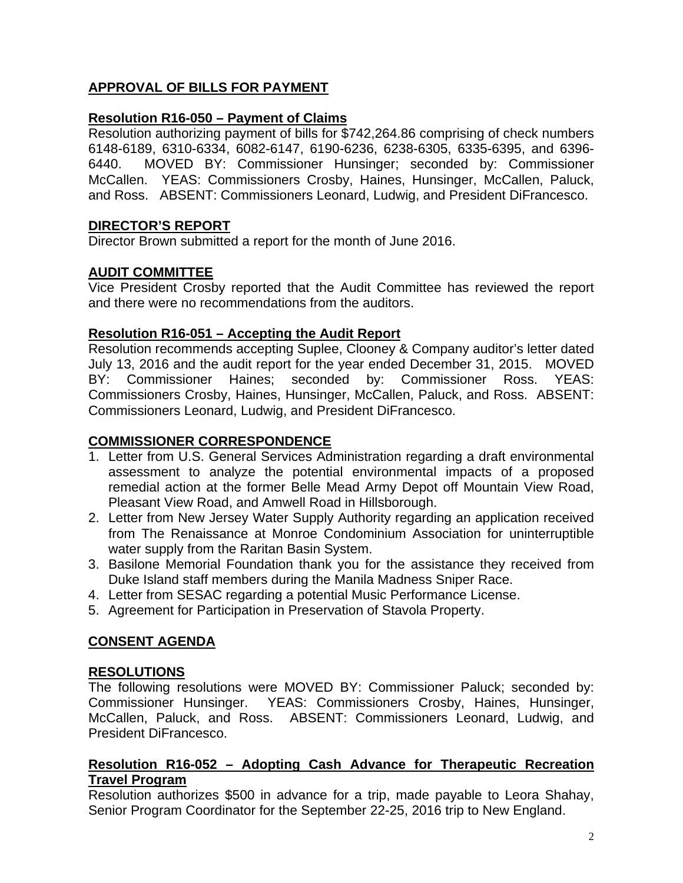## APPROVAL OF BILLS FOR PAYMENT

### Resolution R16-050 – Payment of Claims

Resolution authorizing payment of bills for $742,264.86 comprising of check numbers 6148-6189, 6310-6334, 6082-6147, 6190-6236, 6238-6305, 6335-6395, and 6396-6440. MOVED BY: Commissioner Hunsinger; seconded by: Commissioner McCallen. YEAS: Commissioners Crosby, Haines, Hunsinger, McCallen, Paluck, and Ross. ABSENT: Commissioners Leonard, Ludwig, and President DiFrancesco.

## DIRECTOR'S REPORT

Director Brown submitted a report for the month of June 2016.

## AUDIT COMMITTEE

Vice President Crosby reported that the Audit Committee has reviewed the report and there were no recommendations from the auditors.

### Resolution R16-051 – Accepting the Audit Report

Resolution recommends accepting Suplee, Clooney & Company auditor's letter dated July 13, 2016 and the audit report for the year ended December 31, 2015. MOVED BY: Commissioner Haines; seconded by: Commissioner Ross. YEAS: Commissioners Crosby, Haines, Hunsinger, McCallen, Paluck, and Ross. ABSENT: Commissioners Leonard, Ludwig, and President DiFrancesco.

## COMMISSIONER CORRESPONDENCE

1. Letter from U.S. General Services Administration regarding a draft environmental assessment to analyze the potential environmental impacts of a proposed remedial action at the former Belle Mead Army Depot off Mountain View Road, Pleasant View Road, and Amwell Road in Hillsborough.
2. Letter from New Jersey Water Supply Authority regarding an application received from The Renaissance at Monroe Condominium Association for uninterruptible water supply from the Raritan Basin System.
3. Basilone Memorial Foundation thank you for the assistance they received from Duke Island staff members during the Manila Madness Sniper Race.
4. Letter from SESAC regarding a potential Music Performance License.
5. Agreement for Participation in Preservation of Stavola Property.

## CONSENT AGENDA

## RESOLUTIONS

The following resolutions were MOVED BY: Commissioner Paluck; seconded by: Commissioner Hunsinger. YEAS: Commissioners Crosby, Haines, Hunsinger, McCallen, Paluck, and Ross. ABSENT: Commissioners Leonard, Ludwig, and President DiFrancesco.

### Resolution R16-052 – Adopting Cash Advance for Therapeutic Recreation Travel Program

Resolution authorizes $500 in advance for a trip, made payable to Leora Shahay, Senior Program Coordinator for the September 22-25, 2016 trip to New England.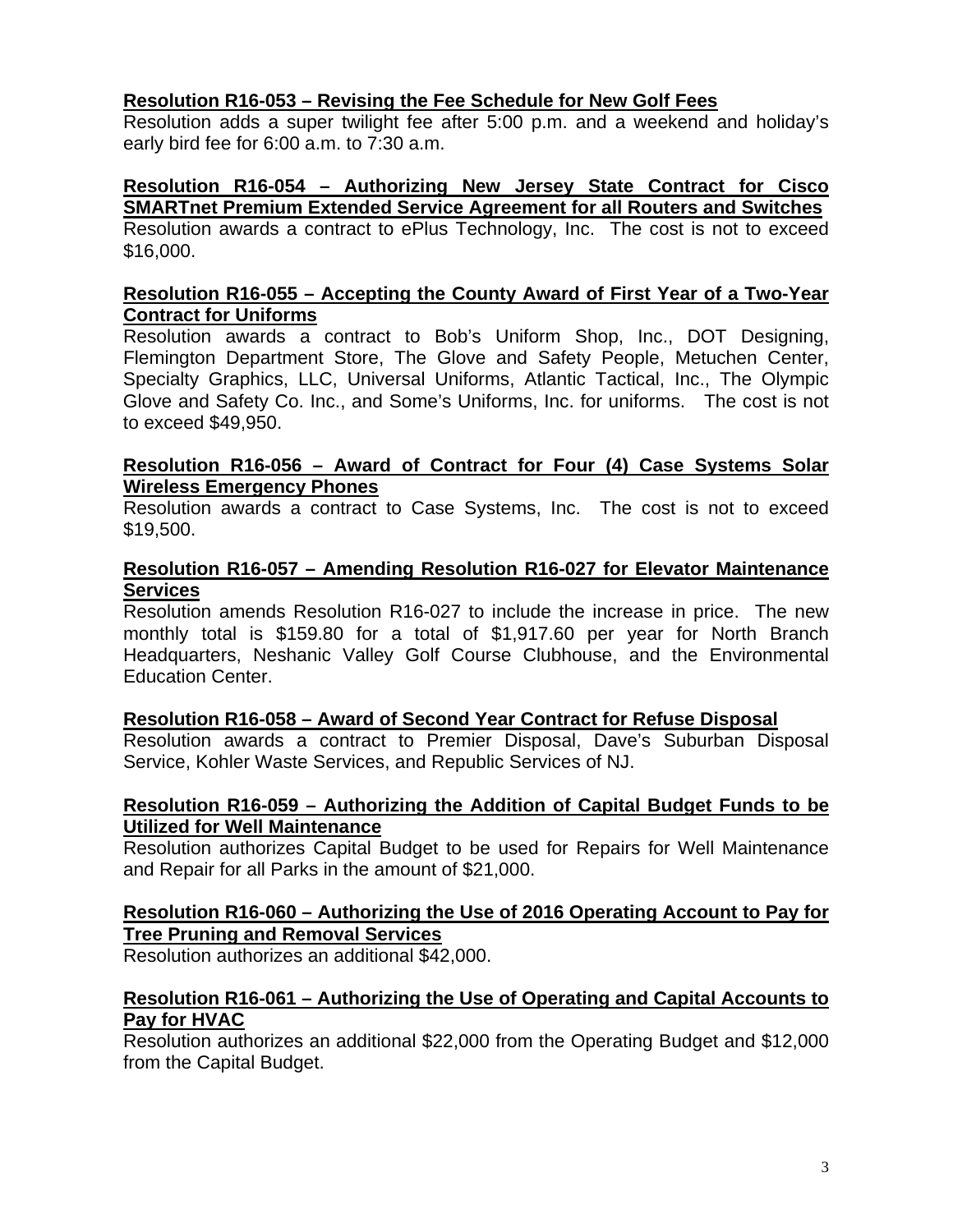**Resolution R16-053 – Revising the Fee Schedule for New Golf Fees**

Resolution adds a super twilight fee after 5:00 p.m. and a weekend and holiday's early bird fee for 6:00 a.m. to 7:30 a.m.

**Resolution R16-054 – Authorizing New Jersey State Contract for Cisco SMARTnet Premium Extended Service Agreement for all Routers and Switches**

Resolution awards a contract to ePlus Technology, Inc. The cost is not to exceed $16,000.

**Resolution R16-055 – Accepting the County Award of First Year of a Two-Year Contract for Uniforms**

Resolution awards a contract to Bob's Uniform Shop, Inc., DOT Designing, Flemington Department Store, The Glove and Safety People, Metuchen Center, Specialty Graphics, LLC, Universal Uniforms, Atlantic Tactical, Inc., The Olympic Glove and Safety Co. Inc., and Some's Uniforms, Inc. for uniforms. The cost is not to exceed $49,950.

**Resolution R16-056 – Award of Contract for Four (4) Case Systems Solar Wireless Emergency Phones**

Resolution awards a contract to Case Systems, Inc. The cost is not to exceed $19,500.

**Resolution R16-057 – Amending Resolution R16-027 for Elevator Maintenance Services**

Resolution amends Resolution R16-027 to include the increase in price. The new monthly total is $159.80 for a total of $1,917.60 per year for North Branch Headquarters, Neshanic Valley Golf Course Clubhouse, and the Environmental Education Center.

**Resolution R16-058 – Award of Second Year Contract for Refuse Disposal**

Resolution awards a contract to Premier Disposal, Dave's Suburban Disposal Service, Kohler Waste Services, and Republic Services of NJ.

**Resolution R16-059 – Authorizing the Addition of Capital Budget Funds to be Utilized for Well Maintenance**

Resolution authorizes Capital Budget to be used for Repairs for Well Maintenance and Repair for all Parks in the amount of $21,000.

**Resolution R16-060 – Authorizing the Use of 2016 Operating Account to Pay for Tree Pruning and Removal Services**

Resolution authorizes an additional $42,000.

**Resolution R16-061 – Authorizing the Use of Operating and Capital Accounts to Pay for HVAC**

Resolution authorizes an additional $22,000 from the Operating Budget and $12,000 from the Capital Budget.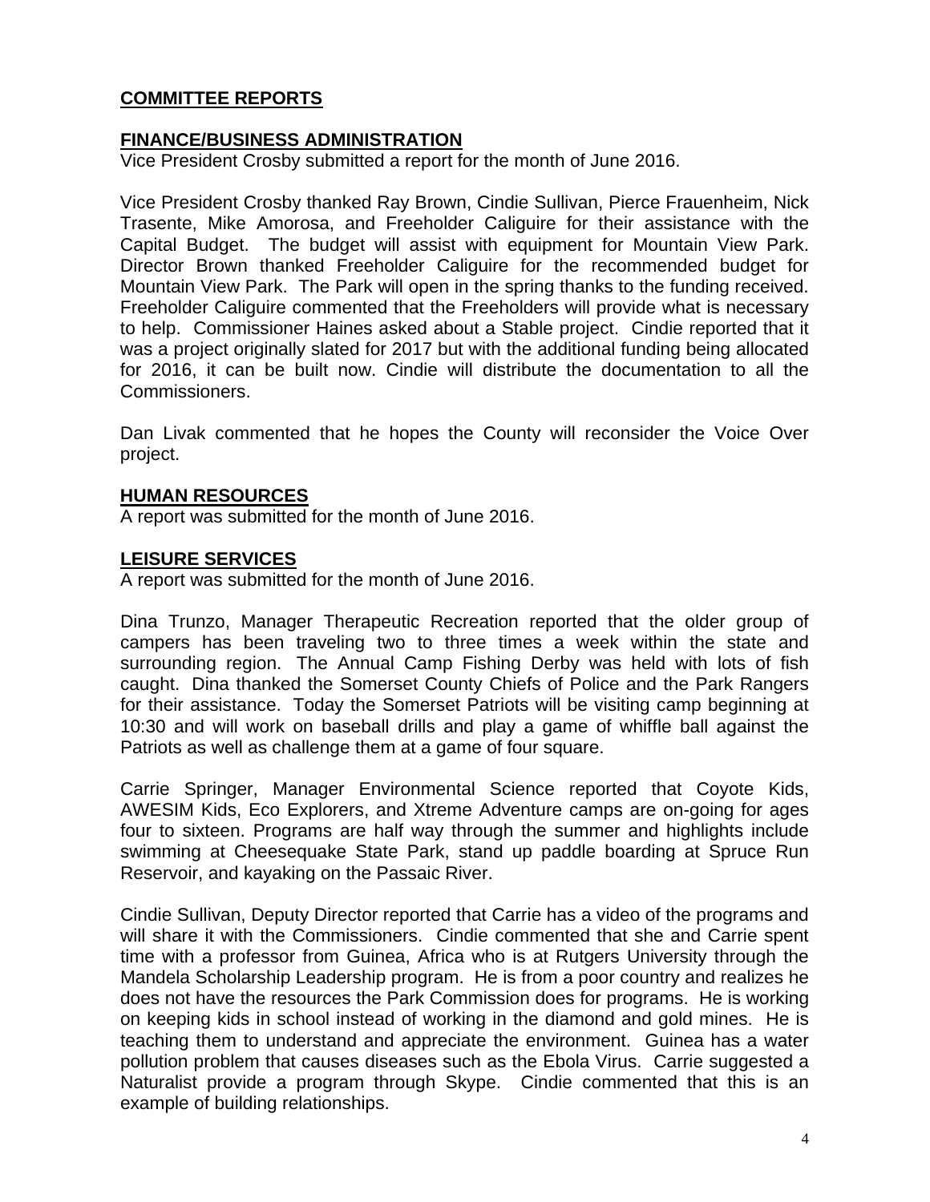## COMMITTEE REPORTS

### FINANCE/BUSINESS ADMINISTRATION

Vice President Crosby submitted a report for the month of June 2016.

Vice President Crosby thanked Ray Brown, Cindie Sullivan, Pierce Frauenheim, Nick Trasente, Mike Amorosa, and Freeholder Caliguire for their assistance with the Capital Budget. The budget will assist with equipment for Mountain View Park. Director Brown thanked Freeholder Caliguire for the recommended budget for Mountain View Park. The Park will open in the spring thanks to the funding received. Freeholder Caliguire commented that the Freeholders will provide what is necessary to help. Commissioner Haines asked about a Stable project. Cindie reported that it was a project originally slated for 2017 but with the additional funding being allocated for 2016, it can be built now. Cindie will distribute the documentation to all the Commissioners.

Dan Livak commented that he hopes the County will reconsider the Voice Over project.

### HUMAN RESOURCES

A report was submitted for the month of June 2016.

### LEISURE SERVICES

A report was submitted for the month of June 2016.

Dina Trunzo, Manager Therapeutic Recreation reported that the older group of campers has been traveling two to three times a week within the state and surrounding region. The Annual Camp Fishing Derby was held with lots of fish caught. Dina thanked the Somerset County Chiefs of Police and the Park Rangers for their assistance. Today the Somerset Patriots will be visiting camp beginning at 10:30 and will work on baseball drills and play a game of whiffle ball against the Patriots as well as challenge them at a game of four square.

Carrie Springer, Manager Environmental Science reported that Coyote Kids, AWESIM Kids, Eco Explorers, and Xtreme Adventure camps are on-going for ages four to sixteen. Programs are half way through the summer and highlights include swimming at Cheesequake State Park, stand up paddle boarding at Spruce Run Reservoir, and kayaking on the Passaic River.

Cindie Sullivan, Deputy Director reported that Carrie has a video of the programs and will share it with the Commissioners. Cindie commented that she and Carrie spent time with a professor from Guinea, Africa who is at Rutgers University through the Mandela Scholarship Leadership program. He is from a poor country and realizes he does not have the resources the Park Commission does for programs. He is working on keeping kids in school instead of working in the diamond and gold mines. He is teaching them to understand and appreciate the environment. Guinea has a water pollution problem that causes diseases such as the Ebola Virus. Carrie suggested a Naturalist provide a program through Skype. Cindie commented that this is an example of building relationships.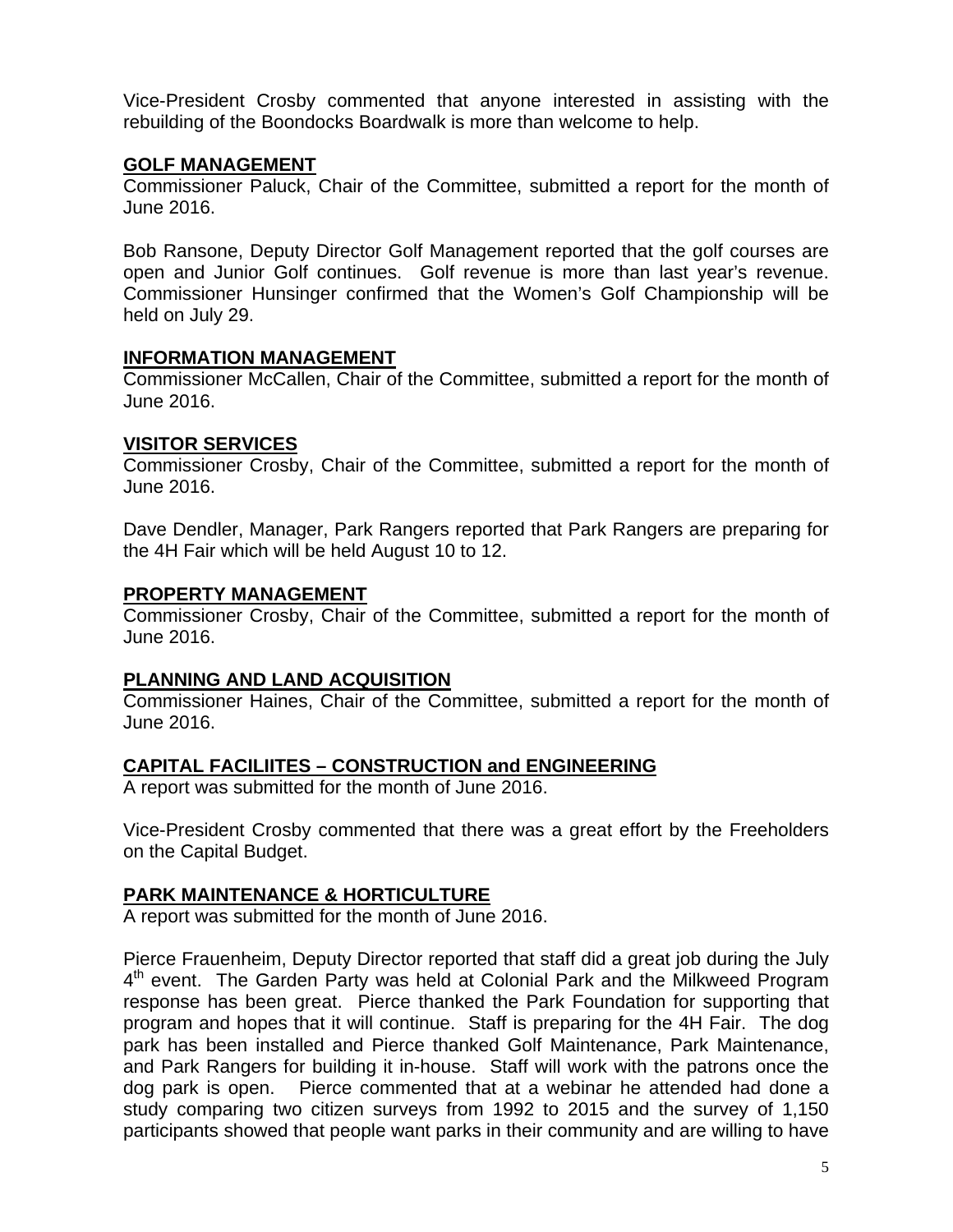Vice-President Crosby commented that anyone interested in assisting with the rebuilding of the Boondocks Boardwalk is more than welcome to help.

## GOLF MANAGEMENT

Commissioner Paluck, Chair of the Committee, submitted a report for the month of June 2016.

Bob Ransone, Deputy Director Golf Management reported that the golf courses are open and Junior Golf continues. Golf revenue is more than last year's revenue. Commissioner Hunsinger confirmed that the Women's Golf Championship will be held on July 29.

## INFORMATION MANAGEMENT

Commissioner McCallen, Chair of the Committee, submitted a report for the month of June 2016.

## VISITOR SERVICES

Commissioner Crosby, Chair of the Committee, submitted a report for the month of June 2016.

Dave Dendler, Manager, Park Rangers reported that Park Rangers are preparing for the 4H Fair which will be held August 10 to 12.

## PROPERTY MANAGEMENT

Commissioner Crosby, Chair of the Committee, submitted a report for the month of June 2016.

## PLANNING AND LAND ACQUISITION

Commissioner Haines, Chair of the Committee, submitted a report for the month of June 2016.

## CAPITAL FACILIITES – CONSTRUCTION and ENGINEERING

A report was submitted for the month of June 2016.

Vice-President Crosby commented that there was a great effort by the Freeholders on the Capital Budget.

## PARK MAINTENANCE & HORTICULTURE

A report was submitted for the month of June 2016.

Pierce Frauenheim, Deputy Director reported that staff did a great job during the July 4th event. The Garden Party was held at Colonial Park and the Milkweed Program response has been great. Pierce thanked the Park Foundation for supporting that program and hopes that it will continue. Staff is preparing for the 4H Fair. The dog park has been installed and Pierce thanked Golf Maintenance, Park Maintenance, and Park Rangers for building it in-house. Staff will work with the patrons once the dog park is open. Pierce commented that at a webinar he attended had done a study comparing two citizen surveys from 1992 to 2015 and the survey of 1,150 participants showed that people want parks in their community and are willing to have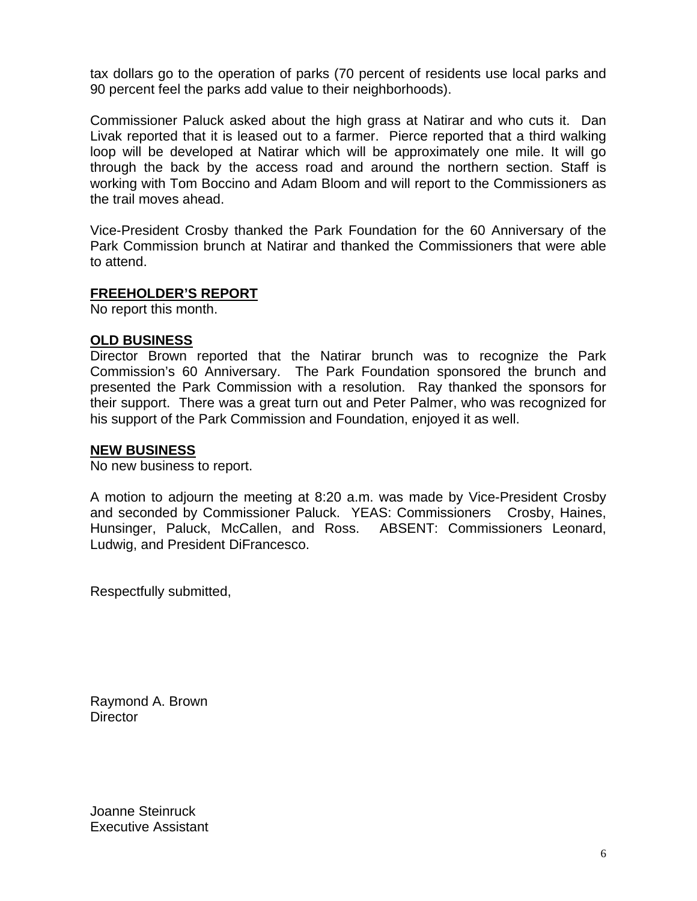tax dollars go to the operation of parks (70 percent of residents use local parks and 90 percent feel the parks add value to their neighborhoods).

Commissioner Paluck asked about the high grass at Natirar and who cuts it. Dan Livak reported that it is leased out to a farmer. Pierce reported that a third walking loop will be developed at Natirar which will be approximately one mile. It will go through the back by the access road and around the northern section. Staff is working with Tom Boccino and Adam Bloom and will report to the Commissioners as the trail moves ahead.

Vice-President Crosby thanked the Park Foundation for the 60 Anniversary of the Park Commission brunch at Natirar and thanked the Commissioners that were able to attend.

## FREEHOLDER'S REPORT

No report this month.

## OLD BUSINESS

Director Brown reported that the Natirar brunch was to recognize the Park Commission's 60 Anniversary. The Park Foundation sponsored the brunch and presented the Park Commission with a resolution. Ray thanked the sponsors for their support. There was a great turn out and Peter Palmer, who was recognized for his support of the Park Commission and Foundation, enjoyed it as well.

## NEW BUSINESS

No new business to report.

A motion to adjourn the meeting at 8:20 a.m. was made by Vice-President Crosby and seconded by Commissioner Paluck. YEAS: Commissioners Crosby, Haines, Hunsinger, Paluck, McCallen, and Ross. ABSENT: Commissioners Leonard, Ludwig, and President DiFrancesco.

Respectfully submitted,

Raymond A. Brown
Director

Joanne Steinruck
Executive Assistant